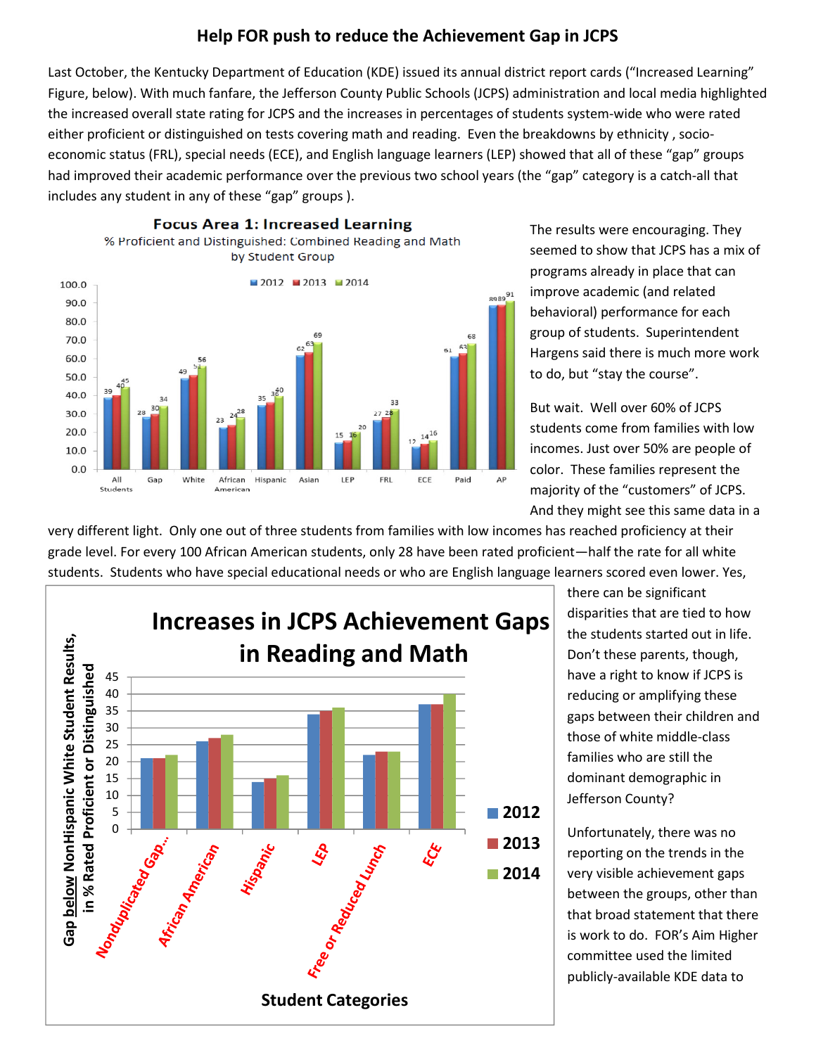# Help FOR push to reduce the Achievement Gap in JCPS

Last October, the Kentucky Department of Education (KDE) issued its annual district report cards ("Increased Learning" Figure, below). With much fanfare, the Jefferson County Public Schools (JCPS) administration and local media highlighted the increased overall state rating for JCPS and the increases in percentages of students system-wide who were rated either proficient or distinguished on tests covering math and reading. Even the breakdowns by ethnicity , socio-economic status (FRL), special needs (ECE), and English language learners (LEP) showed that all of these "gap" groups had improved their academic performance over the previous two school years (the "gap" category is a catch-all that includes any student in any of these "gap" groups ).

**Focus Area 1: Increased Learning**
% Proficient and Distinguished: Combined Reading and Math by Student Group

| Student Group | 2012 | 2013 | 2014 |
|---|---|---|---|
| All Students | 39 | 40 | 45 |
| Gap | 28 | 30 | 34 |
| White | 49 | 51 | 56 |
| African American | 23 | 24 | 28 |
| Hispanic | 35 | 36 | 40 |
| Asian | 62 | 63 | 69 |
| LEP | 15 | 16 | 20 |
| FRL | 27 | 28 | 33 |
| ECE | 12 | 14 | 16 |
| Paid | 61 | 63 | 68 |
| AP | 89 | 89 | 91 |

The results were encouraging. They seemed to show that JCPS has a mix of programs already in place that can improve academic (and related behavioral) performance for each group of students. Superintendent Hargens said there is much more work to do, but "stay the course".

But wait. Well over 60% of JCPS students come from families with low incomes. Just over 50% are people of color. These families represent the majority of the "customers" of JCPS. And they might see this same data in a very different light. Only one out of three students from families with low incomes has reached proficiency at their grade level. For every 100 African American students, only 28 have been rated proficient—half the rate for all white students. Students who have special educational needs or who are English language learners scored even lower. Yes, there can be significant disparities that are tied to how the students started out in life. Don't these parents, though, have a right to know if JCPS is reducing or amplifying these gaps between their children and those of white middle-class families who are still the dominant demographic in Jefferson County?

**Increases in JCPS Achievement Gaps in Reading and Math**

Gap below NonHispanic White Student Results, in % Rated Proficient or Distinguished

| Student Categories | 2012 | 2013 | 2014 |
|---|---|---|---|
| Nonduplicated Gap... | 21 | 21 | 22 |
| African American | 26 | 27 | 28 |
| Hispanic | 14 | 15 | 16 |
| LEP | 34 | 35 | 36 |
| Free or Reduced Lunch | 22 | 23 | 23 |
| ECE | 37 | 37 | 40 |

Unfortunately, there was no reporting on the trends in the very visible achievement gaps between the groups, other than that broad statement that there is work to do. FOR's Aim Higher committee used the limited publicly-available KDE data to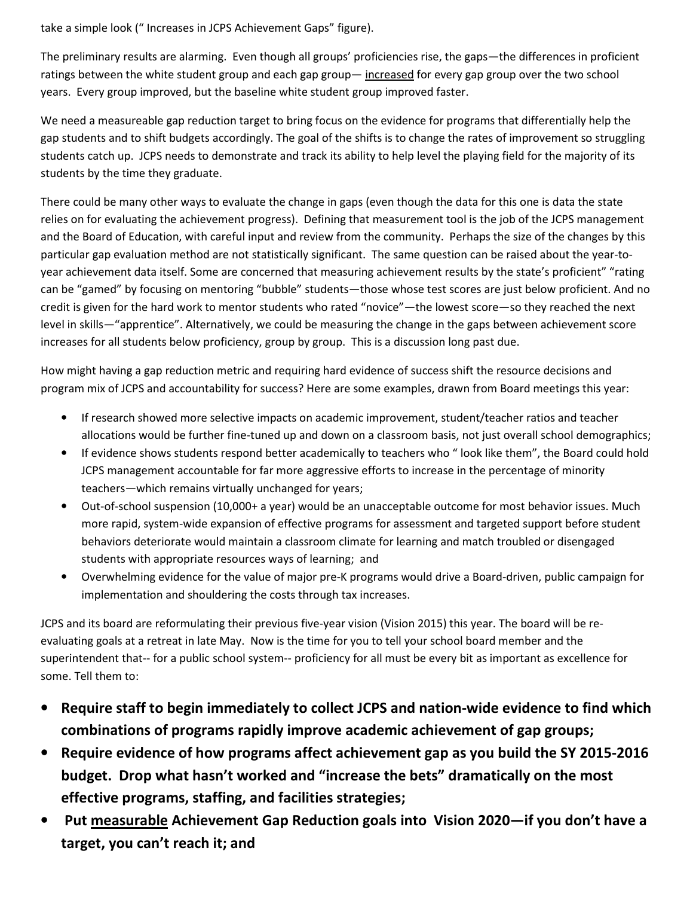take a simple look (" Increases in JCPS Achievement Gaps" figure).

The preliminary results are alarming. Even though all groups' proficiencies rise, the gaps—the differences in proficient ratings between the white student group and each gap group— <u>increased</u> for every gap group over the two school years. Every group improved, but the baseline white student group improved faster.

We need a measureable gap reduction target to bring focus on the evidence for programs that differentially help the gap students and to shift budgets accordingly. The goal of the shifts is to change the rates of improvement so struggling students catch up. JCPS needs to demonstrate and track its ability to help level the playing field for the majority of its students by the time they graduate.

There could be many other ways to evaluate the change in gaps (even though the data for this one is data the state relies on for evaluating the achievement progress). Defining that measurement tool is the job of the JCPS management and the Board of Education, with careful input and review from the community. Perhaps the size of the changes by this particular gap evaluation method are not statistically significant. The same question can be raised about the year-to-year achievement data itself. Some are concerned that measuring achievement results by the state's proficient" "rating can be "gamed" by focusing on mentoring "bubble" students—those whose test scores are just below proficient. And no credit is given for the hard work to mentor students who rated "novice"—the lowest score—so they reached the next level in skills—"apprentice". Alternatively, we could be measuring the change in the gaps between achievement score increases for all students below proficiency, group by group. This is a discussion long past due.

How might having a gap reduction metric and requiring hard evidence of success shift the resource decisions and program mix of JCPS and accountability for success? Here are some examples, drawn from Board meetings this year:

- If research showed more selective impacts on academic improvement, student/teacher ratios and teacher allocations would be further fine-tuned up and down on a classroom basis, not just overall school demographics;
- If evidence shows students respond better academically to teachers who " look like them", the Board could hold JCPS management accountable for far more aggressive efforts to increase in the percentage of minority teachers—which remains virtually unchanged for years;
- Out-of-school suspension (10,000+ a year) would be an unacceptable outcome for most behavior issues. Much more rapid, system-wide expansion of effective programs for assessment and targeted support before student behaviors deteriorate would maintain a classroom climate for learning and match troubled or disengaged students with appropriate resources ways of learning; and
- Overwhelming evidence for the value of major pre-K programs would drive a Board-driven, public campaign for implementation and shouldering the costs through tax increases.

JCPS and its board are reformulating their previous five-year vision (Vision 2015) this year. The board will be re-evaluating goals at a retreat in late May. Now is the time for you to tell your school board member and the superintendent that-- for a public school system-- proficiency for all must be every bit as important as excellence for some. Tell them to:

- **Require staff to begin immediately to collect JCPS and nation-wide evidence to find which combinations of programs rapidly improve academic achievement of gap groups;**
- **Require evidence of how programs affect achievement gap as you build the SY 2015-2016 budget. Drop what hasn't worked and "increase the bets" dramatically on the most effective programs, staffing, and facilities strategies;**
- **Put <u>measurable</u> Achievement Gap Reduction goals into Vision 2020—if you don't have a target, you can't reach it; and**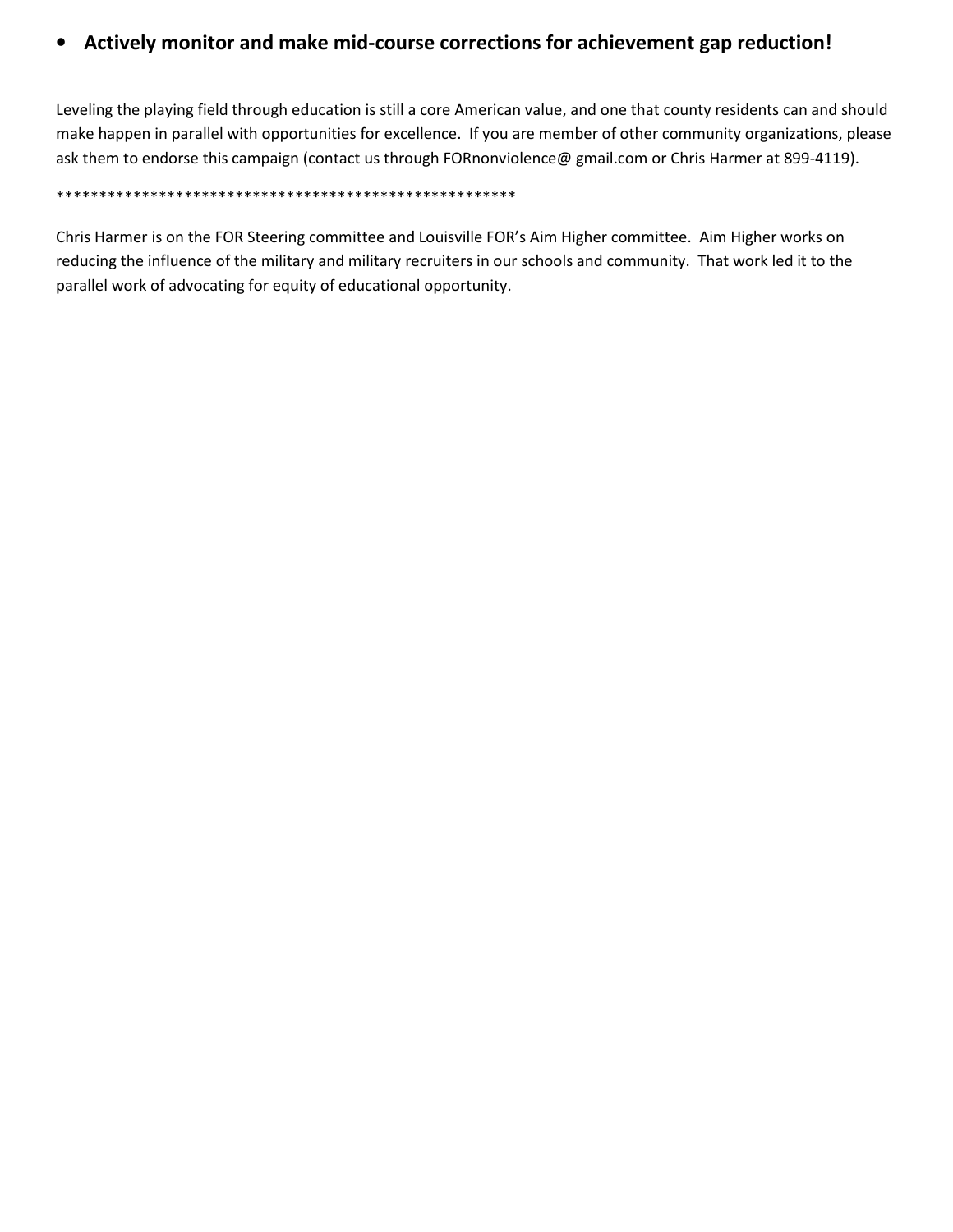- **Actively monitor and make mid-course corrections for achievement gap reduction!**

Leveling the playing field through education is still a core American value, and one that county residents can and should make happen in parallel with opportunities for excellence. If you are member of other community organizations, please ask them to endorse this campaign (contact us through FORnonviolence@ gmail.com or Chris Harmer at 899-4119).

*******************************************************

Chris Harmer is on the FOR Steering committee and Louisville FOR's Aim Higher committee. Aim Higher works on reducing the influence of the military and military recruiters in our schools and community. That work led it to the parallel work of advocating for equity of educational opportunity.